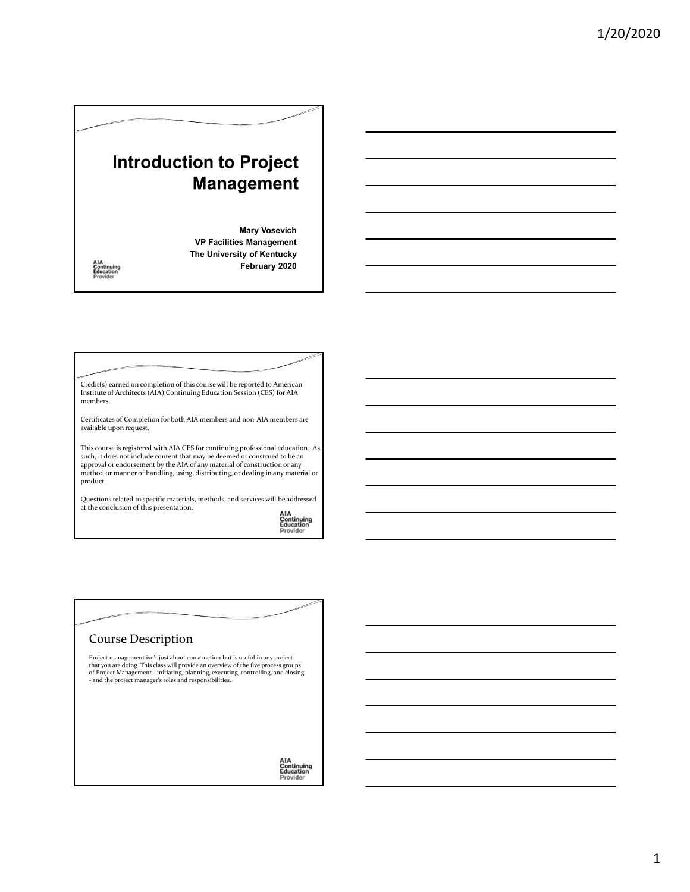# Introduction to Project Management

**Mary Vosevich**
**VP Facilities Management**
**The University of Kentucky**
**February 2020**

AIA Continuing Education Provider

---

Credit(s) earned on completion of this course will be reported to American Institute of Architects (AIA) Continuing Education Session (CES) for AIA members.

Certificates of Completion for both AIA members and non-AIA members are available upon request.

This course is registered with AIA CES for continuing professional education. As such, it does not include content that may be deemed or construed to be an approval or endorsement by the AIA of any material of construction or any method or manner of handling, using, distributing, or dealing in any material or product.

Questions related to specific materials, methods, and services will be addressed at the conclusion of this presentation.

AIA Continuing Education Provider

---

## Course Description

Project management isn't just about construction but is useful in any project that you are doing. This class will provide an overview of the five process groups of Project Management - initiating, planning, executing, controlling, and closing - and the project manager's roles and responsibilities.

AIA Continuing Education Provider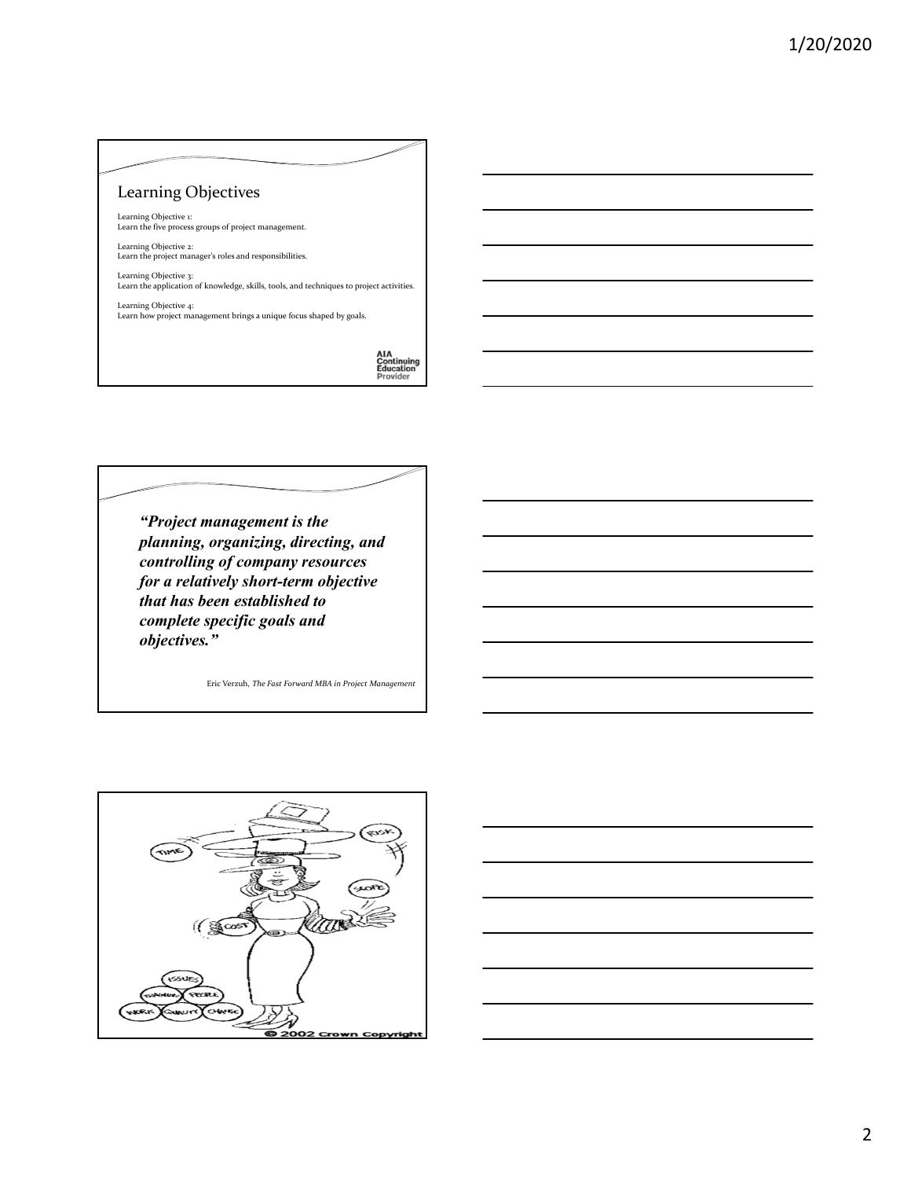## Learning Objectives

Learning Objective 1:
Learn the five process groups of project management.

Learning Objective 2:
Learn the project manager's roles and responsibilities.

Learning Objective 3:
Learn the application of knowledge, skills, tools, and techniques to project activities.

Learning Objective 4:
Learn how project management brings a unique focus shaped by goals.

AIA Continuing Education Provider

***"Project management is the planning, organizing, directing, and controlling of company resources for a relatively short-term objective that has been established to complete specific goals and objectives."***

Eric Verzuh, *The Fast Forward MBA in Project Management*

© 2002 Crown Copyright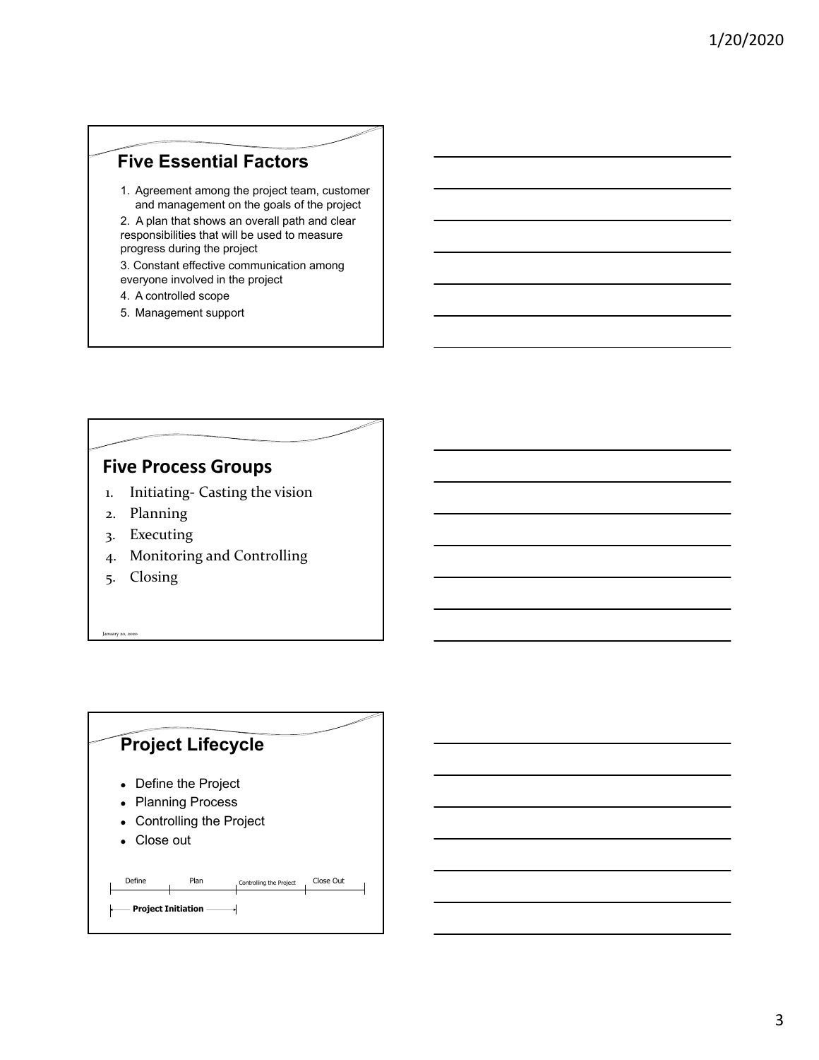## Five Essential Factors

1. Agreement among the project team, customer and management on the goals of the project
2. A plan that shows an overall path and clear responsibilities that will be used to measure progress during the project
3. Constant effective communication among everyone involved in the project
4. A controlled scope
5. Management support

## Five Process Groups

1. Initiating- Casting the vision
2. Planning
3. Executing
4. Monitoring and Controlling
5. Closing

January 20, 2020

## Project Lifecycle

- Define the Project
- Planning Process
- Controlling the Project
- Close out

Define
Plan
Controlling the Project
Close Out

**Project Initiation**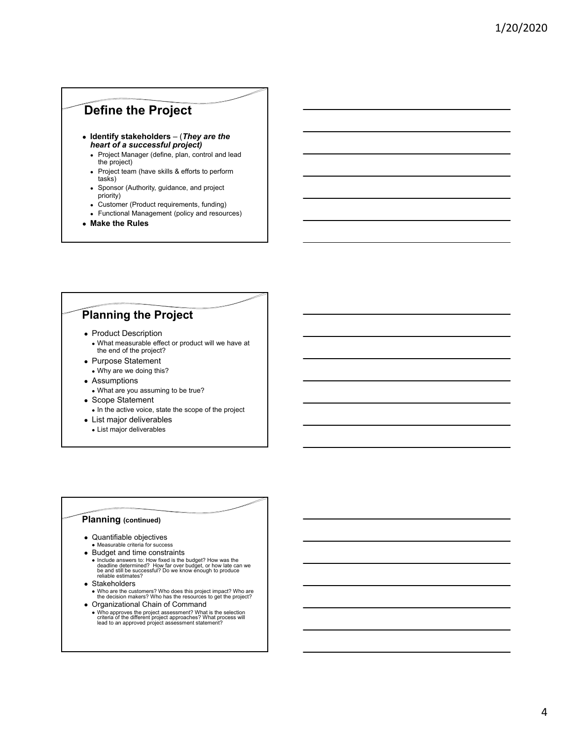## Define the Project

- **Identify stakeholders** – (***They are the heart of a successful project)***
  - Project Manager (define, plan, control and lead the project)
  - Project team (have skills & efforts to perform tasks)
  - Sponsor (Authority, guidance, and project priority)
  - Customer (Product requirements, funding)
  - Functional Management (policy and resources)
- **Make the Rules**

## Planning the Project

- Product Description
  - What measurable effect or product will we have at the end of the project?
- Purpose Statement
  - Why are we doing this?
- Assumptions
  - What are you assuming to be true?
- Scope Statement
  - In the active voice, state the scope of the project
- List major deliverables
  - List major deliverables

## Planning (continued)

- Quantifiable objectives
  - Measurable criteria for success
- Budget and time constraints
  - Include answers to: How fixed is the budget? How was the deadline determined? How far over budget, or how late can we be and still be successful? Do we know enough to produce reliable estimates?
- Stakeholders
  - Who are the customers? Who does this project impact? Who are the decision makers? Who has the resources to get the project?
- Organizational Chain of Command
  - Who approves the project assessment? What is the selection criteria of the different project approaches? What process will lead to an approved project assessment statement?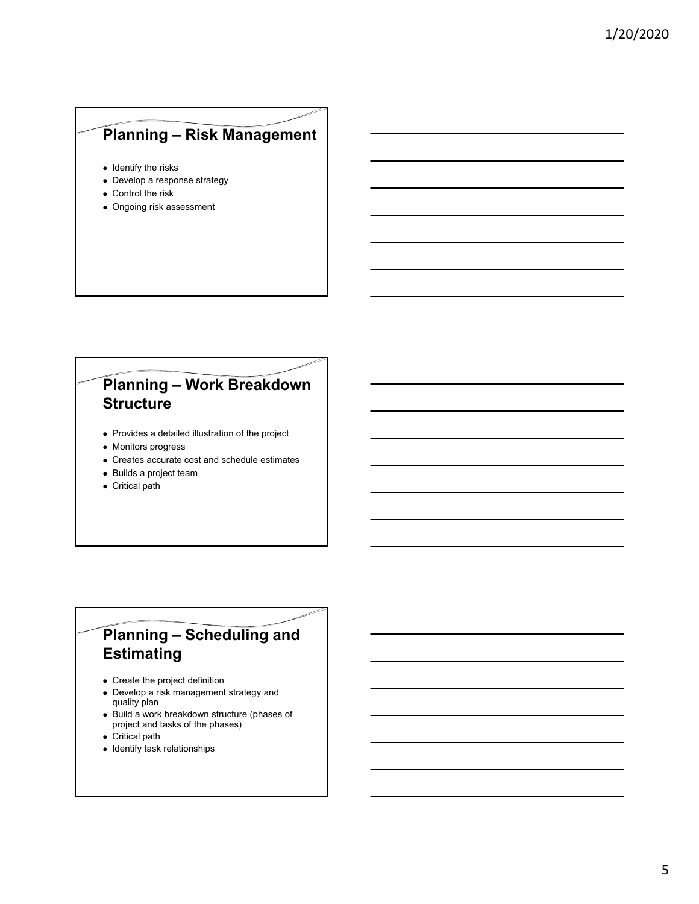## Planning – Risk Management

- Identify the risks
- Develop a response strategy
- Control the risk
- Ongoing risk assessment

## Planning – Work Breakdown Structure

- Provides a detailed illustration of the project
- Monitors progress
- Creates accurate cost and schedule estimates
- Builds a project team
- Critical path

## Planning – Scheduling and Estimating

- Create the project definition
- Develop a risk management strategy and quality plan
- Build a work breakdown structure (phases of project and tasks of the phases)
- Critical path
- Identify task relationships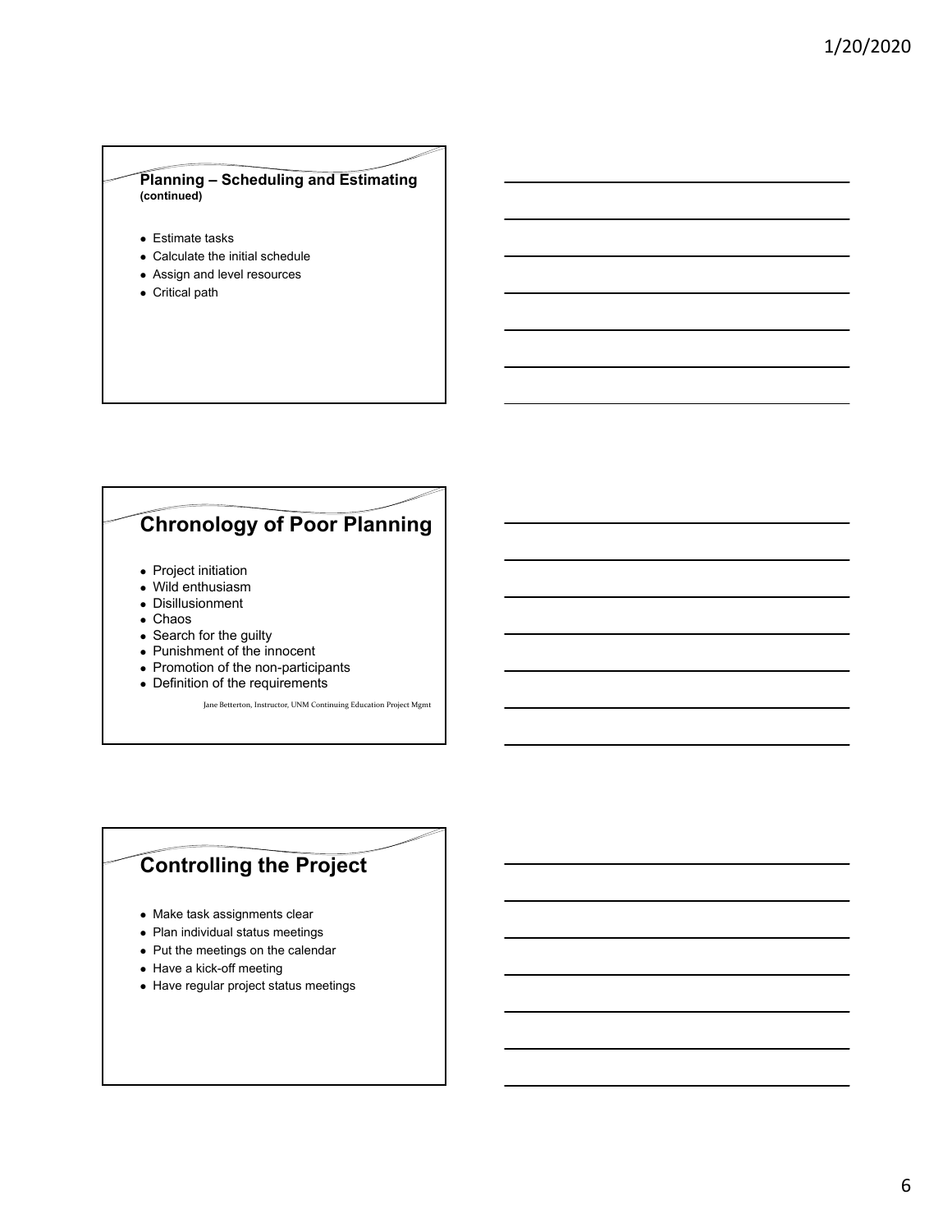## Planning – Scheduling and Estimating
**(continued)**

- Estimate tasks
- Calculate the initial schedule
- Assign and level resources
- Critical path

## Chronology of Poor Planning

- Project initiation
- Wild enthusiasm
- Disillusionment
- Chaos
- Search for the guilty
- Punishment of the innocent
- Promotion of the non-participants
- Definition of the requirements

Jane Betterton, Instructor, UNM Continuing Education Project Mgmt

## Controlling the Project

- Make task assignments clear
- Plan individual status meetings
- Put the meetings on the calendar
- Have a kick-off meeting
- Have regular project status meetings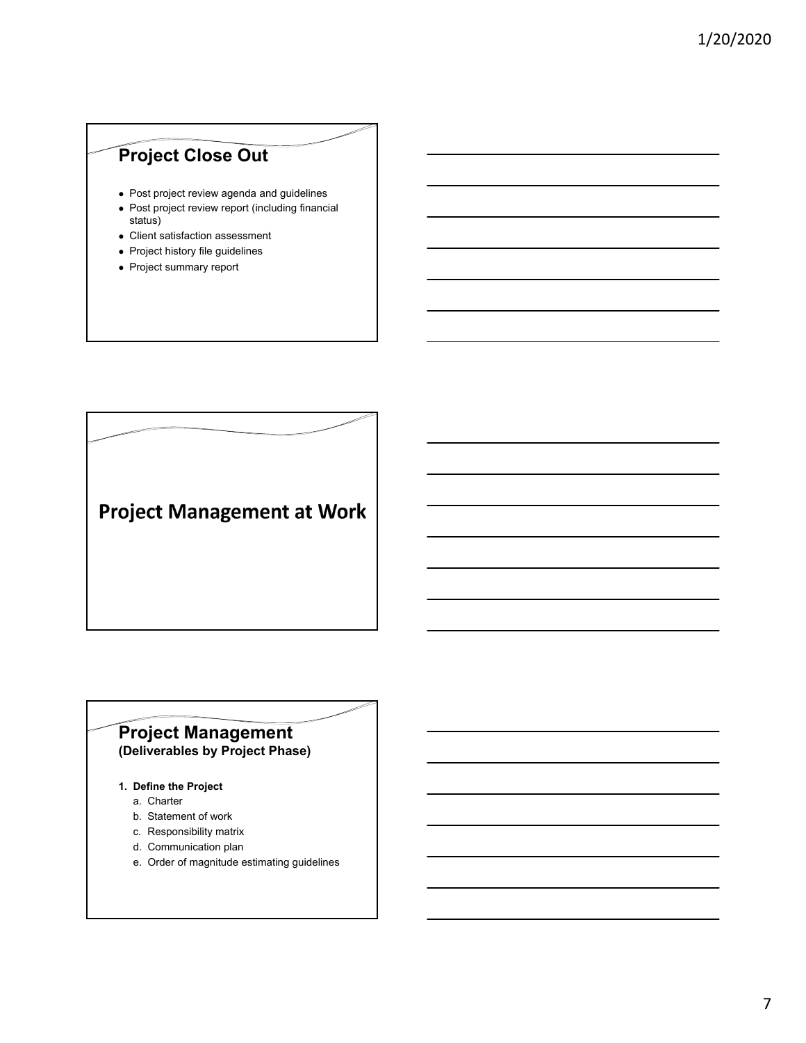## Project Close Out

- Post project review agenda and guidelines
- Post project review report (including financial status)
- Client satisfaction assessment
- Project history file guidelines
- Project summary report

## Project Management at Work

## Project Management

**(Deliverables by Project Phase)**

**1. Define the Project**

a. Charter

b. Statement of work

c. Responsibility matrix

d. Communication plan

e. Order of magnitude estimating guidelines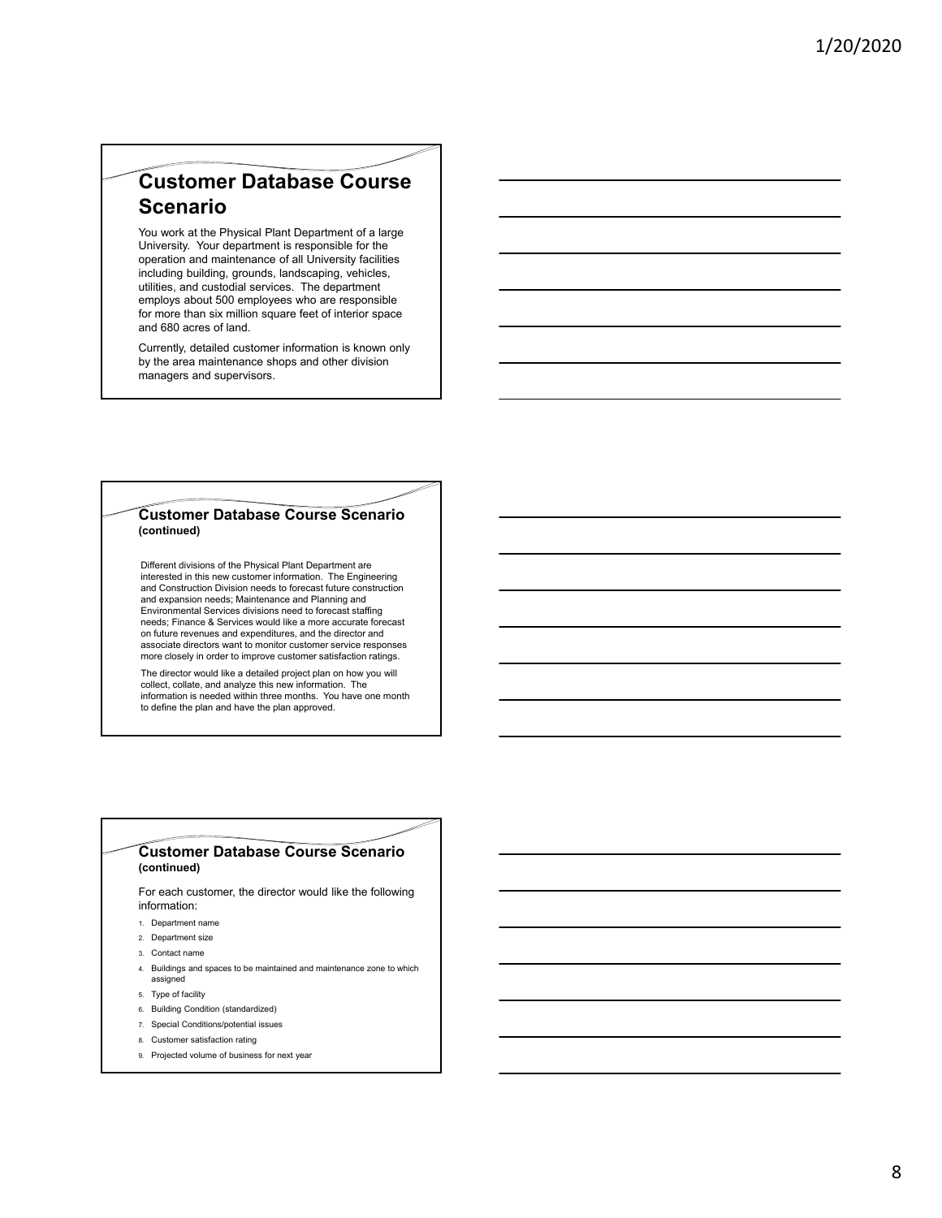## Customer Database Course Scenario

You work at the Physical Plant Department of a large University. Your department is responsible for the operation and maintenance of all University facilities including building, grounds, landscaping, vehicles, utilities, and custodial services. The department employs about 500 employees who are responsible for more than six million square feet of interior space and 680 acres of land.

Currently, detailed customer information is known only by the area maintenance shops and other division managers and supervisors.

## Customer Database Course Scenario (continued)

Different divisions of the Physical Plant Department are interested in this new customer information. The Engineering and Construction Division needs to forecast future construction and expansion needs; Maintenance and Planning and Environmental Services divisions need to forecast staffing needs; Finance & Services would like a more accurate forecast on future revenues and expenditures, and the director and associate directors want to monitor customer service responses more closely in order to improve customer satisfaction ratings.

The director would like a detailed project plan on how you will collect, collate, and analyze this new information. The information is needed within three months. You have one month to define the plan and have the plan approved.

## Customer Database Course Scenario (continued)

For each customer, the director would like the following information:

1. Department name
2. Department size
3. Contact name
4. Buildings and spaces to be maintained and maintenance zone to which assigned
5. Type of facility
6. Building Condition (standardized)
7. Special Conditions/potential issues
8. Customer satisfaction rating
9. Projected volume of business for next year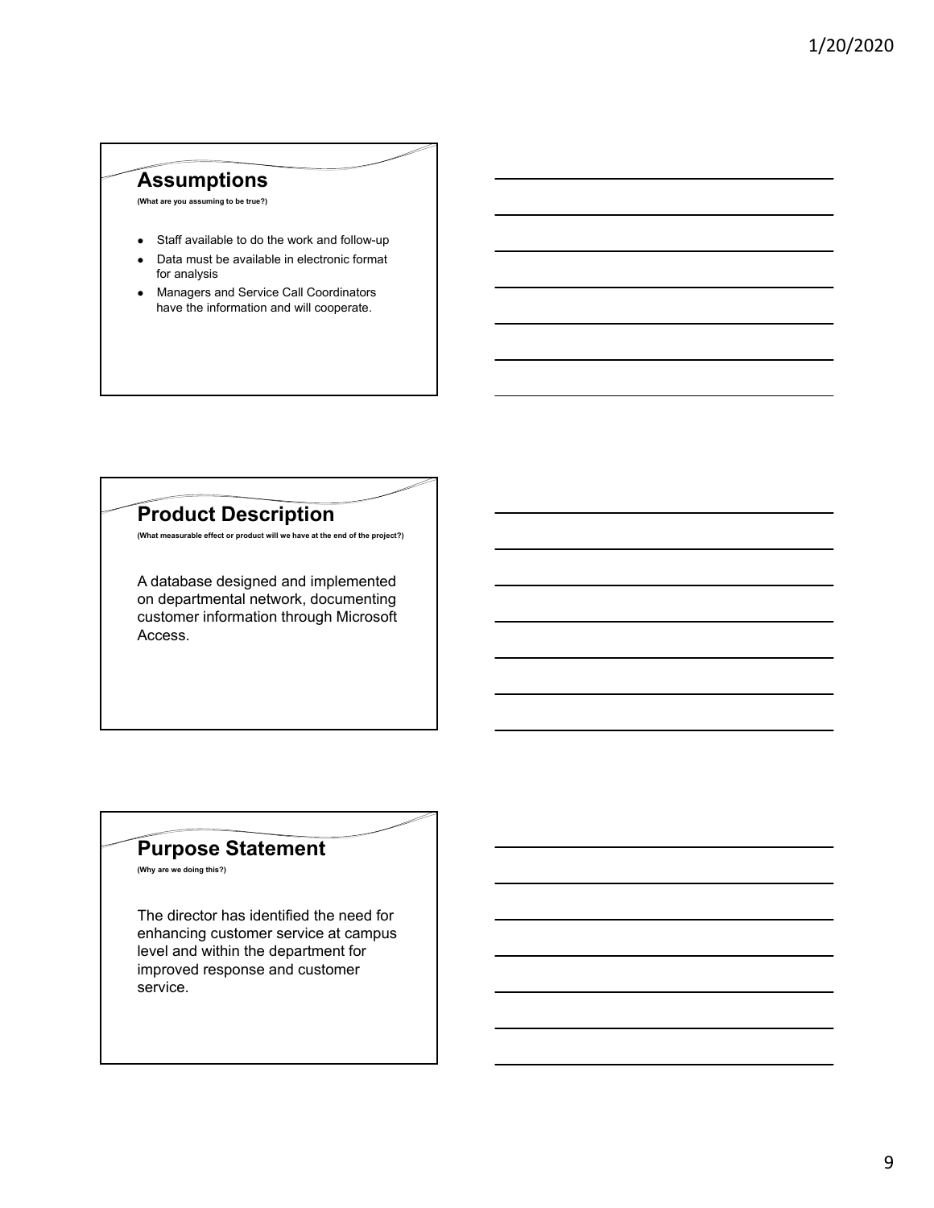## Assumptions

**(What are you assuming to be true?)**

- Staff available to do the work and follow-up
- Data must be available in electronic format for analysis
- Managers and Service Call Coordinators have the information and will cooperate.

## Product Description

**(What measurable effect or product will we have at the end of the project?)**

A database designed and implemented on departmental network, documenting customer information through Microsoft Access.

## Purpose Statement

**(Why are we doing this?)**

The director has identified the need for enhancing customer service at campus level and within the department for improved response and customer service.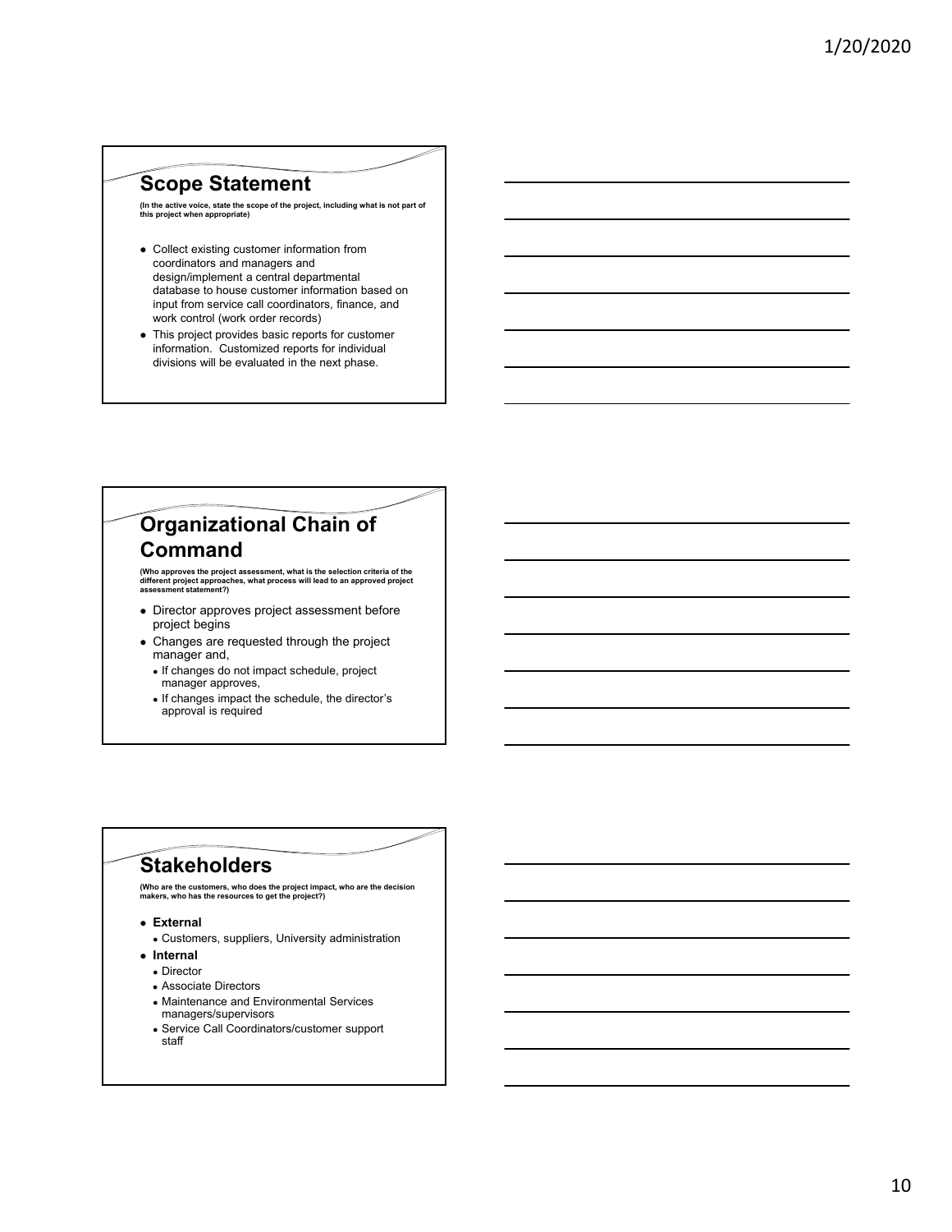## Scope Statement

**(In the active voice, state the scope of the project, including what is not part of this project when appropriate)**

- Collect existing customer information from coordinators and managers and design/implement a central departmental database to house customer information based on input from service call coordinators, finance, and work control (work order records)
- This project provides basic reports for customer information. Customized reports for individual divisions will be evaluated in the next phase.

## Organizational Chain of Command

**(Who approves the project assessment, what is the selection criteria of the different project approaches, what process will lead to an approved project assessment statement?)**

- Director approves project assessment before project begins
- Changes are requested through the project manager and,
  - If changes do not impact schedule, project manager approves,
  - If changes impact the schedule, the director's approval is required

## Stakeholders

**(Who are the customers, who does the project impact, who are the decision makers, who has the resources to get the project?)**

- **External**
  - Customers, suppliers, University administration
- **Internal**
  - Director
  - Associate Directors
  - Maintenance and Environmental Services managers/supervisors
  - Service Call Coordinators/customer support staff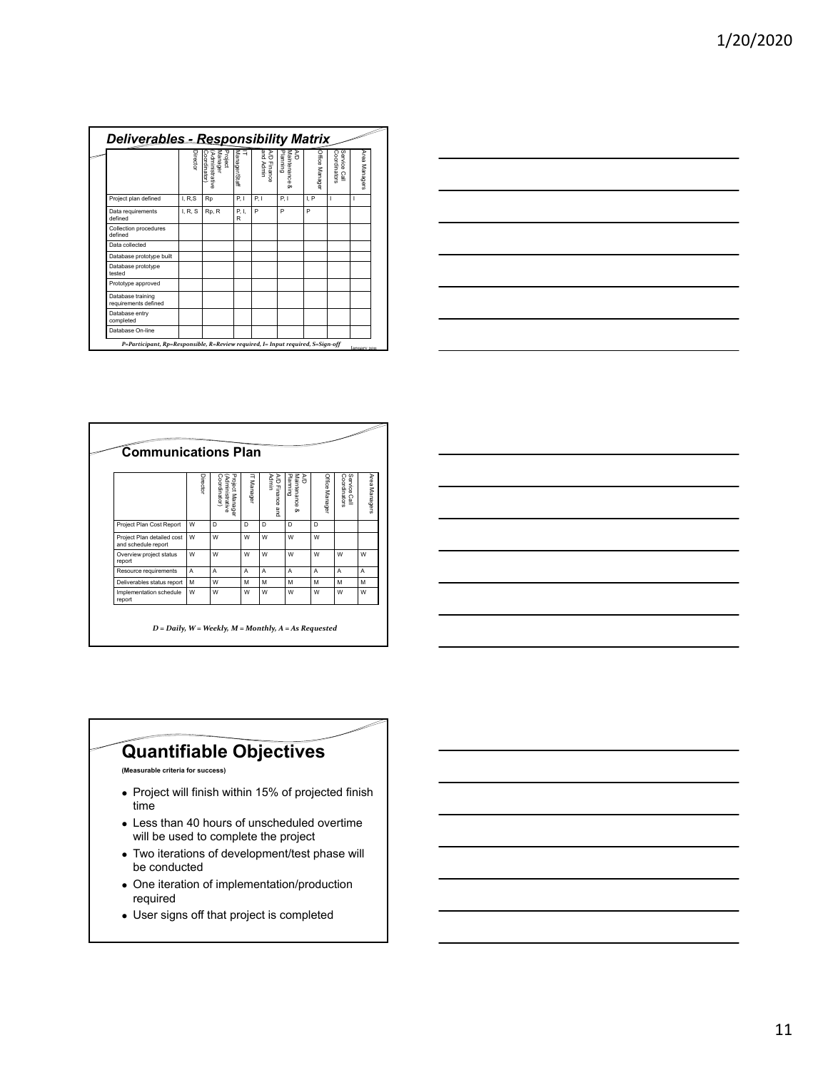## Deliverables - Responsibility Matrix

| | Director | Project Manager (Administrative Coordinator) | IT Manager/Staff | A/D Finance and Admin | A/D Maintenance & Planning | Office Manager | Service Call Coordinators | Area Managers |
|---|---|---|---|---|---|---|---|---|
| Project plan defined | I, R,S | Rp | P, I | P, I | P, I | I, P | I | I |
| Data requirements defined | I, R, S | Rp, R | P, I, R | P | P | P | | |
| Collection procedures defined | | | | | | | | |
| Data collected | | | | | | | | |
| Database prototype built | | | | | | | | |
| Database prototype tested | | | | | | | | |
| Prototype approved | | | | | | | | |
| Database training requirements defined | | | | | | | | |
| Database entry completed | | | | | | | | |
| Database On-line | | | | | | | | |

*P=Participant, Rp=Responsible, R=Review required, I= Input required, S=Sign-off*

January 2011

## Communications Plan

| | Director | Project Manager (Administrative Coordinator) | IT Manager | A/D Finance and Admin | A/D Maintenance & Planning | Office Manager | Service Call Coordinators | Area Managers |
|---|---|---|---|---|---|---|---|---|
| Project Plan Cost Report | W | D | D | D | D | D | | |
| Project Plan detailed cost and schedule report | W | W | W | W | W | W | | |
| Overview project status report | W | W | W | W | W | W | W | W |
| Resource requirements | A | A | A | A | A | A | A | A |
| Deliverables status report | M | W | M | M | M | M | M | M |
| Implementation schedule report | W | W | W | W | W | W | W | W |

*D = Daily, W = Weekly, M = Monthly, A = As Requested*

## Quantifiable Objectives

**(Measurable criteria for success)**

- Project will finish within 15% of projected finish time
- Less than 40 hours of unscheduled overtime will be used to complete the project
- Two iterations of development/test phase will be conducted
- One iteration of implementation/production required
- User signs off that project is completed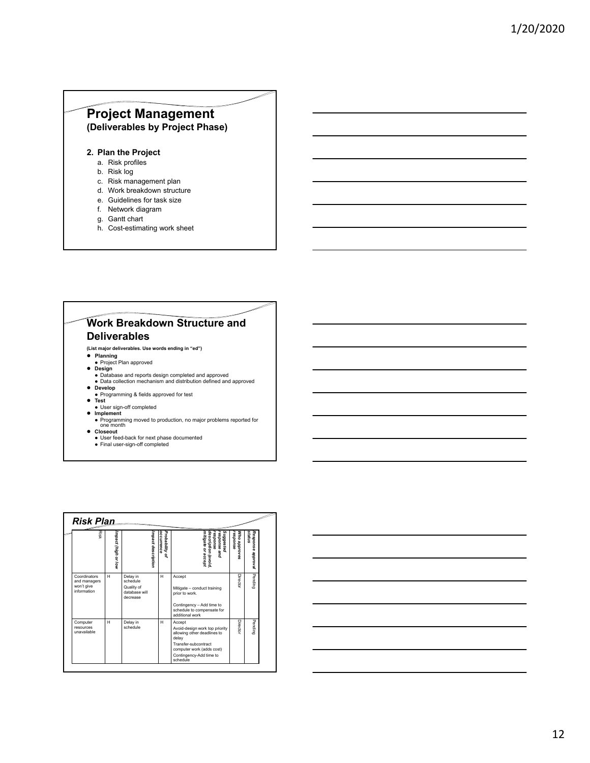## Project Management
### (Deliverables by Project Phase)

**2. Plan the Project**

a. Risk profiles
b. Risk log
c. Risk management plan
d. Work breakdown structure
e. Guidelines for task size
f. Network diagram
g. Gantt chart
h. Cost-estimating work sheet

## Work Breakdown Structure and Deliverables

**(List major deliverables. Use words ending in "ed")**

- **Planning**
  - Project Plan approved
- **Design**
  - Database and reports design completed and approved
  - Data collection mechanism and distribution defined and approved
- **Develop**
  - Programming & fields approved for test
- **Test**
  - User sign-off completed
- **Implement**
  - Programming moved to production, no major problems reported for one month
- **Closeout**
  - User feed-back for next phase documented
  - Final user-sign-off completed

## *Risk Plan*

| Risk | *Impact (high or low* | *Impact description* | *Probability of occurrence* | *Suggested response and response description (avoid, mitigate or accept* | *Who approves response* | *Response approval status* |
|---|---|---|---|---|---|---|
| Coordinators and managers won't give information | H | Delay in schedule<br>Quality of database will decrease | H | Accept<br>Mitigate – conduct training prior to work.<br>Contingency – Add time to schedule to compensate for additional work | Director | Pending |
| Computer resources unavailable | H | Delay in schedule | H | Accept<br>Avoid-design work top priority allowing other deadlines to delay<br>Transfer-subcontract computer work (adds cost)<br>Contingency-Add time to schedule | Director | Pending |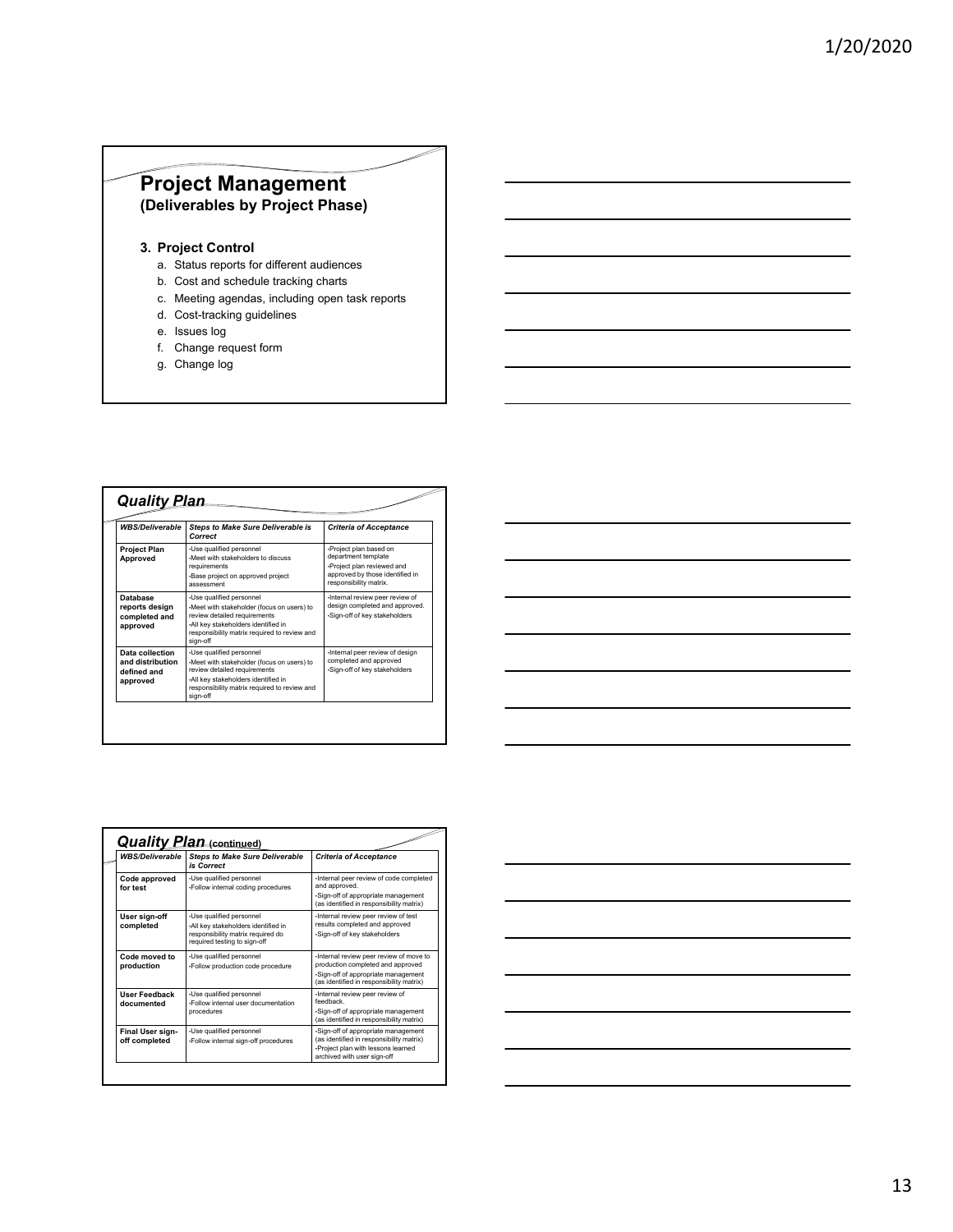## Project Management
### (Deliverables by Project Phase)

**3. Project Control**

a. Status reports for different audiences
b. Cost and schedule tracking charts
c. Meeting agendas, including open task reports
d. Cost-tracking guidelines
e. Issues log
f. Change request form
g. Change log

## *Quality Plan*

| *WBS/Deliverable* | *Steps to Make Sure Deliverable is Correct* | *Criteria of Acceptance* |
|---|---|---|
| **Project Plan Approved** | -Use qualified personnel<br>-Meet with stakeholders to discuss requirements<br>-Base project on approved project assessment | -Project plan based on department template<br>-Project plan reviewed and approved by those identified in responsibility matrix. |
| **Database reports design completed and approved** | -Use qualified personnel<br>-Meet with stakeholder (focus on users) to review detailed requirements<br>-All key stakeholders identified in responsibility matrix required to review and sign-off | -Internal review peer review of design completed and approved.<br>-Sign-off of key stakeholders |
| **Data collection and distribution defined and approved** | -Use qualified personnel<br>-Meet with stakeholder (focus on users) to review detailed requirements<br>-All key stakeholders identified in responsibility matrix required to review and sign-off | -Internal peer review of design completed and approved<br>-Sign-off of key stakeholders |

## *Quality Plan* (continued)

| *WBS/Deliverable* | *Steps to Make Sure Deliverable is Correct* | *Criteria of Acceptance* |
|---|---|---|
| **Code approved for test** | -Use qualified personnel<br>-Follow internal coding procedures | -Internal peer review of code completed and approved.<br>-Sign-off of appropriate management (as identified in responsibility matrix) |
| **User sign-off completed** | -Use qualified personnel<br>-All key stakeholders identified in responsibility matrix required do required testing to sign-off | -Internal review peer review of test results completed and approved<br>-Sign-off of key stakeholders |
| **Code moved to production** | -Use qualified personnel<br>-Follow production code procedure | -Internal review peer review of move to production completed and approved<br>-Sign-off of appropriate management (as identified in responsibility matrix) |
| **User Feedback documented** | -Use qualified personnel<br>-Follow internal user documentation procedures | -Internal review peer review of feedback.<br>-Sign-off of appropriate management (as identified in responsibility matrix) |
| **Final User sign-off completed** | -Use qualified personnel<br>-Follow internal sign-off procedures | -Sign-off of appropriate management (as identified in responsibility matrix)<br>-Project plan with lessons learned archived with user sign-off |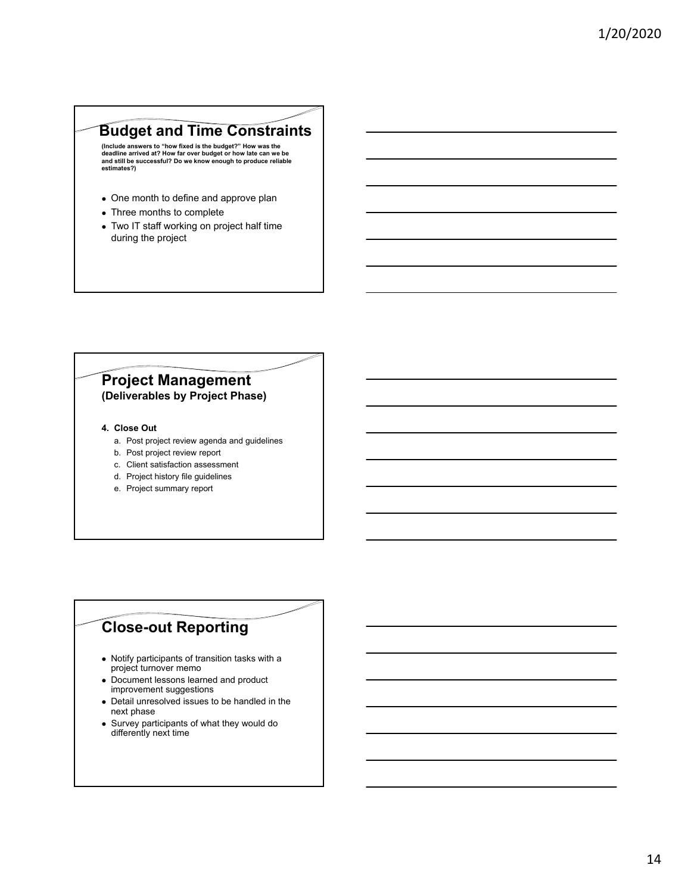## Budget and Time Constraints

**(Include answers to "how fixed is the budget?" How was the deadline arrived at? How far over budget or how late can we be and still be successful? Do we know enough to produce reliable estimates?)**

- One month to define and approve plan
- Three months to complete
- Two IT staff working on project half time during the project

## Project Management
### (Deliverables by Project Phase)

**4. Close Out**

a. Post project review agenda and guidelines
b. Post project review report
c. Client satisfaction assessment
d. Project history file guidelines
e. Project summary report

## Close-out Reporting

- Notify participants of transition tasks with a project turnover memo
- Document lessons learned and product improvement suggestions
- Detail unresolved issues to be handled in the next phase
- Survey participants of what they would do differently next time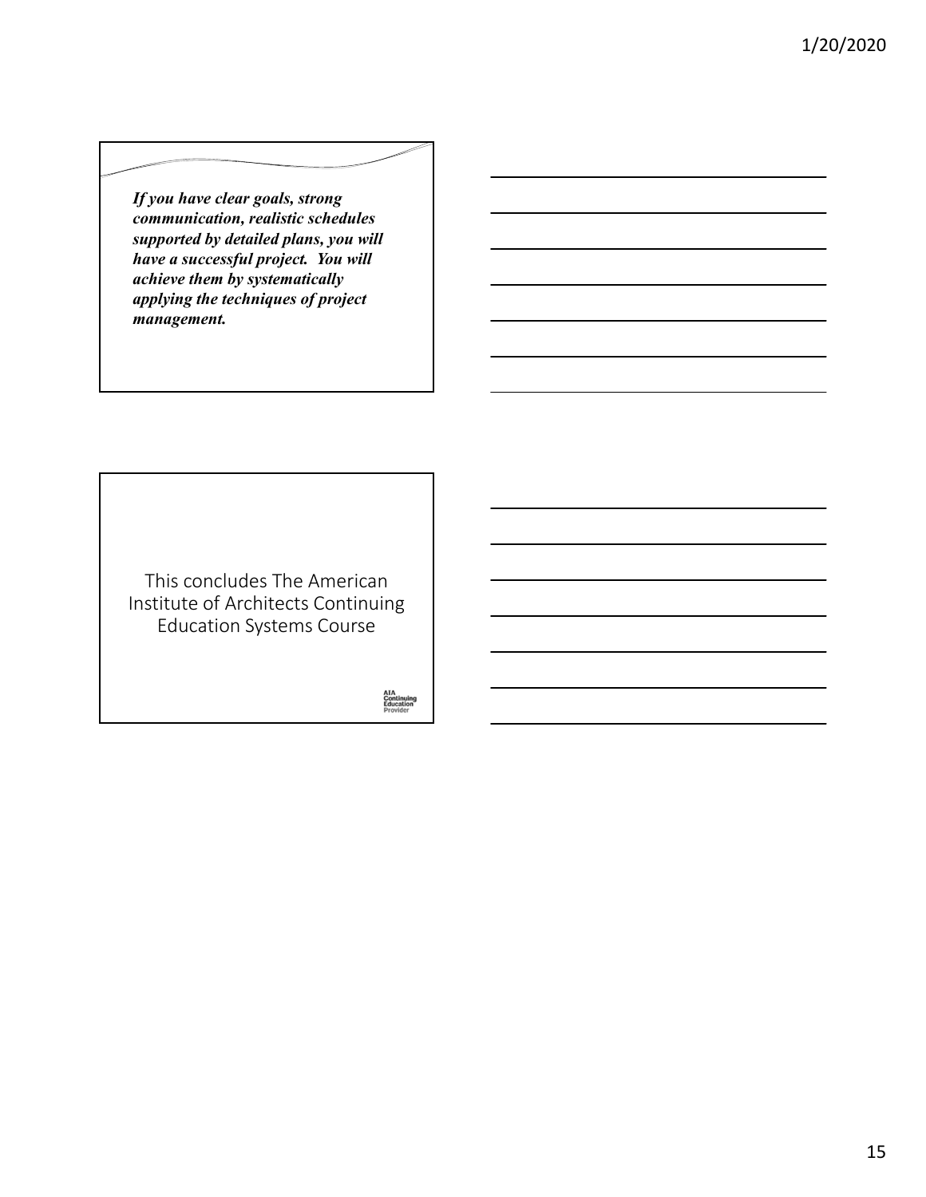***If you have clear goals, strong communication, realistic schedules supported by detailed plans, you will have a successful project. You will achieve them by systematically applying the techniques of project management.***

This concludes The American Institute of Architects Continuing Education Systems Course

AIA Continuing Education Provider